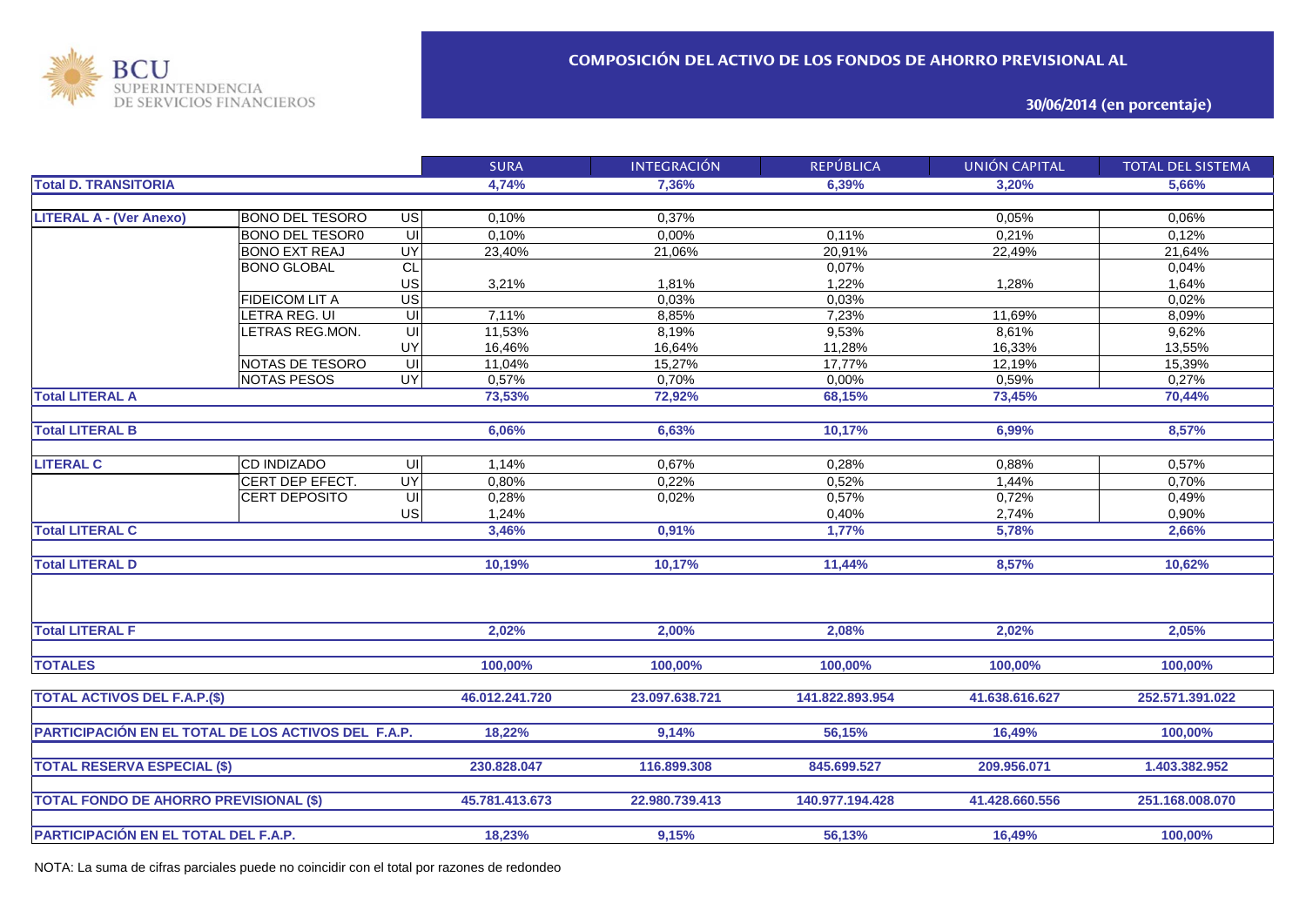BCU SUPERINTENDENCIA DE SERVICIOS FINANCIEROS

## COMPOSICIÓN DEL ACTIVO DE LOS FONDOS DE AHORRO PREVISIONAL AL

### 30/06/2014 (en porcentaje)

| | | | SURA | INTEGRACIÓN | REPÚBLICA | UNIÓN CAPITAL | TOTAL DEL SISTEMA |
|---|---|---|---|---|---|---|---|
| **Total D. TRANSITORIA** | | | **4,74%** | **7,36%** | **6,39%** | **3,20%** | **5,66%** |
| **LITERAL A - (Ver Anexo)** | BONO DEL TESORO | US | 0,10% | 0,37% | | 0,05% | 0,06% |
| | BONO DEL TESOR0 | UI | 0,10% | 0,00% | 0,11% | 0,21% | 0,12% |
| | BONO EXT REAJ | UY | 23,40% | 21,06% | 20,91% | 22,49% | 21,64% |
| | BONO GLOBAL | CL | | | 0,07% | | 0,04% |
| | | US | 3,21% | 1,81% | 1,22% | 1,28% | 1,64% |
| | FIDEICOM LIT A | US | | 0,03% | 0,03% | | 0,02% |
| | LETRA REG. UI | UI | 7,11% | 8,85% | 7,23% | 11,69% | 8,09% |
| | LETRAS REG.MON. | UI | 11,53% | 8,19% | 9,53% | 8,61% | 9,62% |
| | | UY | 16,46% | 16,64% | 11,28% | 16,33% | 13,55% |
| | NOTAS DE TESORO | UI | 11,04% | 15,27% | 17,77% | 12,19% | 15,39% |
| | NOTAS PESOS | UY | 0,57% | 0,70% | 0,00% | 0,59% | 0,27% |
| **Total LITERAL A** | | | **73,53%** | **72,92%** | **68,15%** | **73,45%** | **70,44%** |
| **Total LITERAL B** | | | **6,06%** | **6,63%** | **10,17%** | **6,99%** | **8,57%** |
| **LITERAL C** | CD INDIZADO | UI | 1,14% | 0,67% | 0,28% | 0,88% | 0,57% |
| | CERT DEP EFECT. | UY | 0,80% | 0,22% | 0,52% | 1,44% | 0,70% |
| | CERT DEPOSITO | UI | 0,28% | 0,02% | 0,57% | 0,72% | 0,49% |
| | | US | 1,24% | | 0,40% | 2,74% | 0,90% |
| **Total LITERAL C** | | | **3,46%** | **0,91%** | **1,77%** | **5,78%** | **2,66%** |
| **Total LITERAL D** | | | **10,19%** | **10,17%** | **11,44%** | **8,57%** | **10,62%** |
| **Total LITERAL F** | | | **2,02%** | **2,00%** | **2,08%** | **2,02%** | **2,05%** |
| **TOTALES** | | | **100,00%** | **100,00%** | **100,00%** | **100,00%** | **100,00%** |
| **TOTAL ACTIVOS DEL F.A.P.($)** | | | **46.012.241.720** | **23.097.638.721** | **141.822.893.954** | **41.638.616.627** | **252.571.391.022** |
| **PARTICIPACIÓN EN EL TOTAL DE LOS ACTIVOS DEL F.A.P.** | | | **18,22%** | **9,14%** | **56,15%** | **16,49%** | **100,00%** |
| **TOTAL RESERVA ESPECIAL ($)** | | | **230.828.047** | **116.899.308** | **845.699.527** | **209.956.071** | **1.403.382.952** |
| **TOTAL FONDO DE AHORRO PREVISIONAL ($)** | | | **45.781.413.673** | **22.980.739.413** | **140.977.194.428** | **41.428.660.556** | **251.168.008.070** |
| **PARTICIPACIÓN EN EL TOTAL DEL F.A.P.** | | | **18,23%** | **9,15%** | **56,13%** | **16,49%** | **100,00%** |

NOTA: La suma de cifras parciales puede no coincidir con el total por razones de redondeo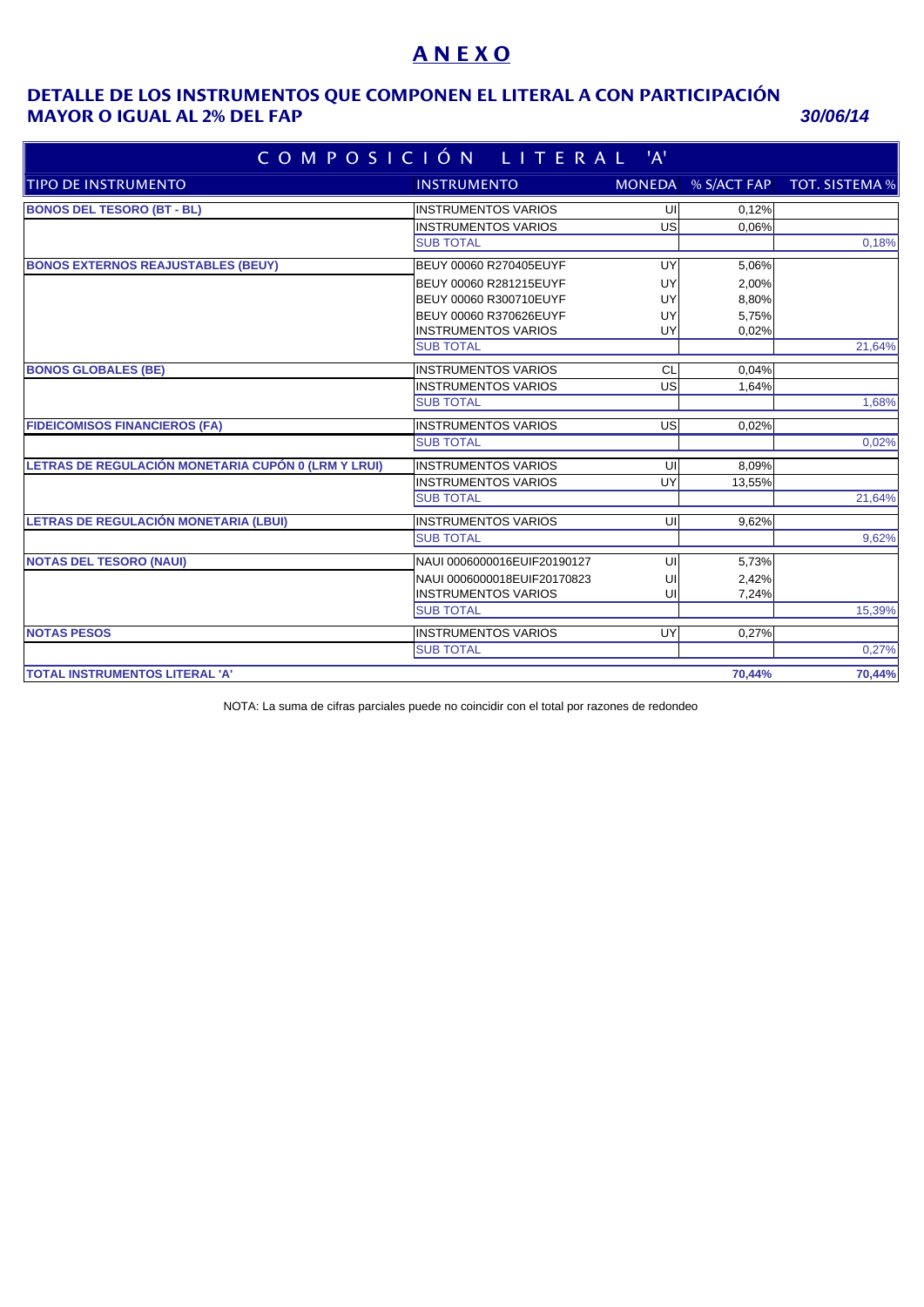# ANEXO

## DETALLE DE LOS INSTRUMENTOS QUE COMPONEN EL LITERAL A CON PARTICIPACIÓN MAYOR O IGUAL AL 2% DEL FAP

*30/06/14*

| COMPOSICIÓN LITERAL 'A' | | | | |
|---|---|---|---|---|
| TIPO DE INSTRUMENTO | INSTRUMENTO | MONEDA | % S/ACT FAP | TOT. SISTEMA % |
| **BONOS DEL TESORO (BT - BL)** | INSTRUMENTOS VARIOS | UI | 0,12% | |
| | INSTRUMENTOS VARIOS | US | 0,06% | |
| | SUB TOTAL | | | 0,18% |
| **BONOS EXTERNOS REAJUSTABLES (BEUY)** | BEUY 00060 R270405EUYF | UY | 5,06% | |
| | BEUY 00060 R281215EUYF | UY | 2,00% | |
| | BEUY 00060 R300710EUYF | UY | 8,80% | |
| | BEUY 00060 R370626EUYF | UY | 5,75% | |
| | INSTRUMENTOS VARIOS | UY | 0,02% | |
| | SUB TOTAL | | | 21,64% |
| **BONOS GLOBALES (BE)** | INSTRUMENTOS VARIOS | CL | 0,04% | |
| | INSTRUMENTOS VARIOS | US | 1,64% | |
| | SUB TOTAL | | | 1,68% |
| **FIDEICOMISOS FINANCIEROS (FA)** | INSTRUMENTOS VARIOS | US | 0,02% | |
| | SUB TOTAL | | | 0,02% |
| **LETRAS DE REGULACIÓN MONETARIA CUPÓN 0 (LRM Y LRUI)** | INSTRUMENTOS VARIOS | UI | 8,09% | |
| | INSTRUMENTOS VARIOS | UY | 13,55% | |
| | SUB TOTAL | | | 21,64% |
| **LETRAS DE REGULACIÓN MONETARIA (LBUI)** | INSTRUMENTOS VARIOS | UI | 9,62% | |
| | SUB TOTAL | | | 9,62% |
| **NOTAS DEL TESORO (NAUI)** | NAUI 0006000016EUIF20190127 | UI | 5,73% | |
| | NAUI 0006000018EUIF20170823 | UI | 2,42% | |
| | INSTRUMENTOS VARIOS | UI | 7,24% | |
| | SUB TOTAL | | | 15,39% |
| **NOTAS PESOS** | INSTRUMENTOS VARIOS | UY | 0,27% | |
| | SUB TOTAL | | | 0,27% |
| **TOTAL INSTRUMENTOS LITERAL 'A'** | | | **70,44%** | **70,44%** |

NOTA: La suma de cifras parciales puede no coincidir con el total por razones de redondeo